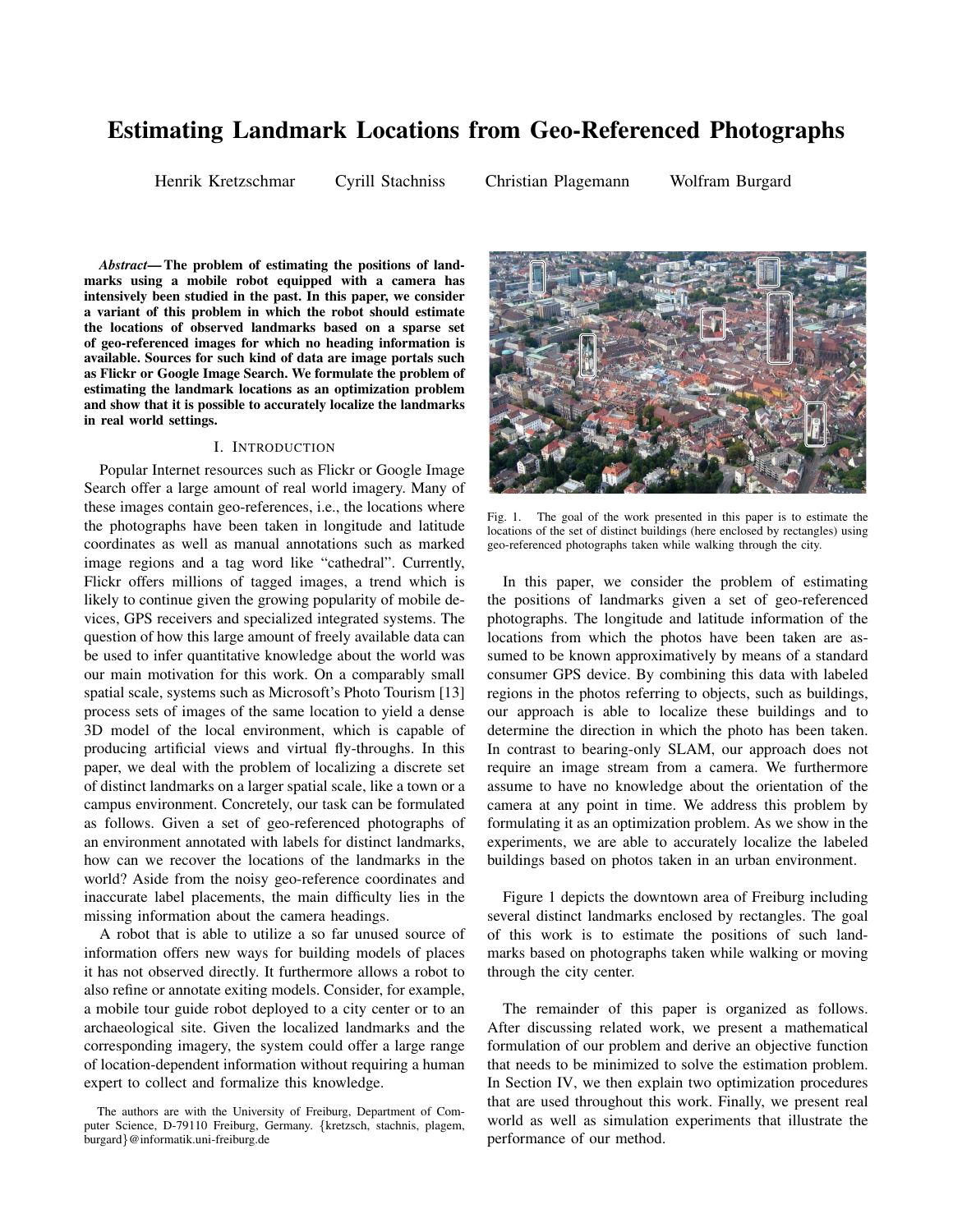# Estimating Landmark Locations from Geo-Referenced Photographs

Henrik Kretzschmar Cyrill Stachniss Christian Plagemann Wolfram Burgard

***Abstract*— The problem of estimating the positions of landmarks using a mobile robot equipped with a camera has intensively been studied in the past. In this paper, we consider a variant of this problem in which the robot should estimate the locations of observed landmarks based on a sparse set of geo-referenced images for which no heading information is available. Sources for such kind of data are image portals such as Flickr or Google Image Search. We formulate the problem of estimating the landmark locations as an optimization problem and show that it is possible to accurately localize the landmarks in real world settings.**

## I. Introduction

Popular Internet resources such as Flickr or Google Image Search offer a large amount of real world imagery. Many of these images contain geo-references, i.e., the locations where the photographs have been taken in longitude and latitude coordinates as well as manual annotations such as marked image regions and a tag word like "cathedral". Currently, Flickr offers millions of tagged images, a trend which is likely to continue given the growing popularity of mobile devices, GPS receivers and specialized integrated systems. The question of how this large amount of freely available data can be used to infer quantitative knowledge about the world was our main motivation for this work. On a comparably small spatial scale, systems such as Microsoft's Photo Tourism [13] process sets of images of the same location to yield a dense 3D model of the local environment, which is capable of producing artificial views and virtual fly-throughs. In this paper, we deal with the problem of localizing a discrete set of distinct landmarks on a larger spatial scale, like a town or a campus environment. Concretely, our task can be formulated as follows. Given a set of geo-referenced photographs of an environment annotated with labels for distinct landmarks, how can we recover the locations of the landmarks in the world? Aside from the noisy geo-reference coordinates and inaccurate label placements, the main difficulty lies in the missing information about the camera headings.

A robot that is able to utilize a so far unused source of information offers new ways for building models of places it has not observed directly. It furthermore allows a robot to also refine or annotate exiting models. Consider, for example, a mobile tour guide robot deployed to a city center or to an archaeological site. Given the localized landmarks and the corresponding imagery, the system could offer a large range of location-dependent information without requiring a human expert to collect and formalize this knowledge.

The authors are with the University of Freiburg, Department of Computer Science, D-79110 Freiburg, Germany. {kretzsch, stachnis, plagem, burgard}@informatik.uni-freiburg.de

Fig. 1. The goal of the work presented in this paper is to estimate the locations of the set of distinct buildings (here enclosed by rectangles) using geo-referenced photographs taken while walking through the city.

In this paper, we consider the problem of estimating the positions of landmarks given a set of geo-referenced photographs. The longitude and latitude information of the locations from which the photos have been taken are assumed to be known approximatively by means of a standard consumer GPS device. By combining this data with labeled regions in the photos referring to objects, such as buildings, our approach is able to localize these buildings and to determine the direction in which the photo has been taken. In contrast to bearing-only SLAM, our approach does not require an image stream from a camera. We furthermore assume to have no knowledge about the orientation of the camera at any point in time. We address this problem by formulating it as an optimization problem. As we show in the experiments, we are able to accurately localize the labeled buildings based on photos taken in an urban environment.

Figure 1 depicts the downtown area of Freiburg including several distinct landmarks enclosed by rectangles. The goal of this work is to estimate the positions of such landmarks based on photographs taken while walking or moving through the city center.

The remainder of this paper is organized as follows. After discussing related work, we present a mathematical formulation of our problem and derive an objective function that needs to be minimized to solve the estimation problem. In Section IV, we then explain two optimization procedures that are used throughout this work. Finally, we present real world as well as simulation experiments that illustrate the performance of our method.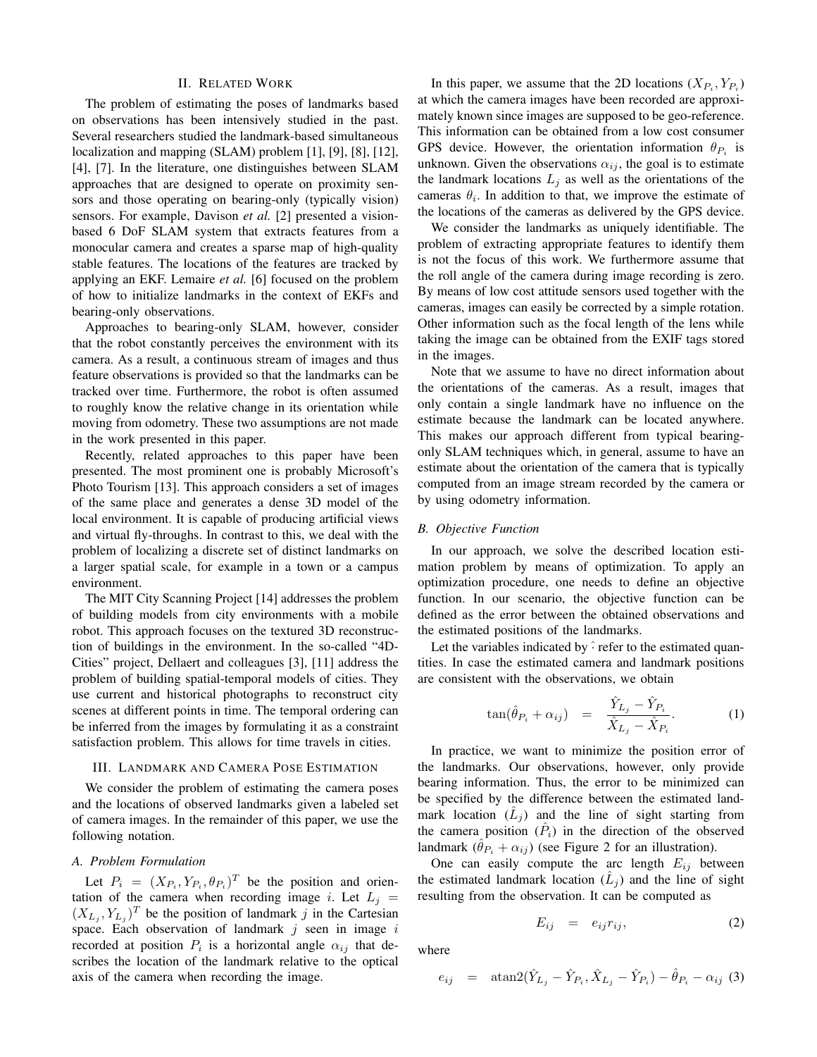## II. Related Work

The problem of estimating the poses of landmarks based on observations has been intensively studied in the past. Several researchers studied the landmark-based simultaneous localization and mapping (SLAM) problem [1], [9], [8], [12], [4], [7]. In the literature, one distinguishes between SLAM approaches that are designed to operate on proximity sensors and those operating on bearing-only (typically vision) sensors. For example, Davison *et al.* [2] presented a vision-based 6 DoF SLAM system that extracts features from a monocular camera and creates a sparse map of high-quality stable features. The locations of the features are tracked by applying an EKF. Lemaire *et al.* [6] focused on the problem of how to initialize landmarks in the context of EKFs and bearing-only observations.

Approaches to bearing-only SLAM, however, consider that the robot constantly perceives the environment with its camera. As a result, a continuous stream of images and thus feature observations is provided so that the landmarks can be tracked over time. Furthermore, the robot is often assumed to roughly know the relative change in its orientation while moving from odometry. These two assumptions are not made in the work presented in this paper.

Recently, related approaches to this paper have been presented. The most prominent one is probably Microsoft's Photo Tourism [13]. This approach considers a set of images of the same place and generates a dense 3D model of the local environment. It is capable of producing artificial views and virtual fly-throughs. In contrast to this, we deal with the problem of localizing a discrete set of distinct landmarks on a larger spatial scale, for example in a town or a campus environment.

The MIT City Scanning Project [14] addresses the problem of building models from city environments with a mobile robot. This approach focuses on the textured 3D reconstruction of buildings in the environment. In the so-called "4D-Cities" project, Dellaert and colleagues [3], [11] address the problem of building spatial-temporal models of cities. They use current and historical photographs to reconstruct city scenes at different points in time. The temporal ordering can be inferred from the images by formulating it as a constraint satisfaction problem. This allows for time travels in cities.

## III. Landmark and Camera Pose Estimation

We consider the problem of estimating the camera poses and the locations of observed landmarks given a labeled set of camera images. In the remainder of this paper, we use the following notation.

### A. Problem Formulation

Let $P_i = (X_{P_i}, Y_{P_i}, \theta_{P_i})^T$ be the position and orientation of the camera when recording image $i$. Let $L_j = (X_{L_j}, Y_{L_j})^T$ be the position of landmark $j$ in the Cartesian space. Each observation of landmark $j$ seen in image $i$ recorded at position $P_i$ is a horizontal angle $\alpha_{ij}$ that describes the location of the landmark relative to the optical axis of the camera when recording the image.

In this paper, we assume that the 2D locations $(X_{P_i}, Y_{P_i})$ at which the camera images have been recorded are approximately known since images are supposed to be geo-reference. This information can be obtained from a low cost consumer GPS device. However, the orientation information $\theta_{P_i}$ is unknown. Given the observations $\alpha_{ij}$, the goal is to estimate the landmark locations $L_j$ as well as the orientations of the cameras $\theta_i$. In addition to that, we improve the estimate of the locations of the cameras as delivered by the GPS device.

We consider the landmarks as uniquely identifiable. The problem of extracting appropriate features to identify them is not the focus of this work. We furthermore assume that the roll angle of the camera during image recording is zero. By means of low cost attitude sensors used together with the cameras, images can easily be corrected by a simple rotation. Other information such as the focal length of the lens while taking the image can be obtained from the EXIF tags stored in the images.

Note that we assume to have no direct information about the orientations of the cameras. As a result, images that only contain a single landmark have no influence on the estimate because the landmark can be located anywhere. This makes our approach different from typical bearing-only SLAM techniques which, in general, assume to have an estimate about the orientation of the camera that is typically computed from an image stream recorded by the camera or by using odometry information.

### B. Objective Function

In our approach, we solve the described location estimation problem by means of optimization. To apply an optimization procedure, one needs to define an objective function. In our scenario, the objective function can be defined as the error between the obtained observations and the estimated positions of the landmarks.

Let the variables indicated by $\hat{}$ refer to the estimated quantities. In case the estimated camera and landmark positions are consistent with the observations, we obtain

$$\tan(\hat{\theta}_{P_i} + \alpha_{ij}) = \frac{\hat{Y}_{L_j} - \hat{Y}_{P_i}}{\hat{X}_{L_j} - \hat{X}_{P_i}}. \tag{1}$$

In practice, we want to minimize the position error of the landmarks. Our observations, however, only provide bearing information. Thus, the error to be minimized can be specified by the difference between the estimated landmark location ($\hat{L}_j$) and the line of sight starting from the camera position ($\hat{P}_i$) in the direction of the observed landmark ($\hat{\theta}_{P_i} + \alpha_{ij}$) (see Figure 2 for an illustration).

One can easily compute the arc length $E_{ij}$ between the estimated landmark location ($\hat{L}_j$) and the line of sight resulting from the observation. It can be computed as

$$E_{ij} = e_{ij} r_{ij}, \tag{2}$$

where

$$e_{ij} = \operatorname{atan2}(\hat{Y}_{L_j} - \hat{Y}_{P_i}, \hat{X}_{L_j} - \hat{Y}_{P_i}) - \hat{\theta}_{P_i} - \alpha_{ij} \tag{3}$$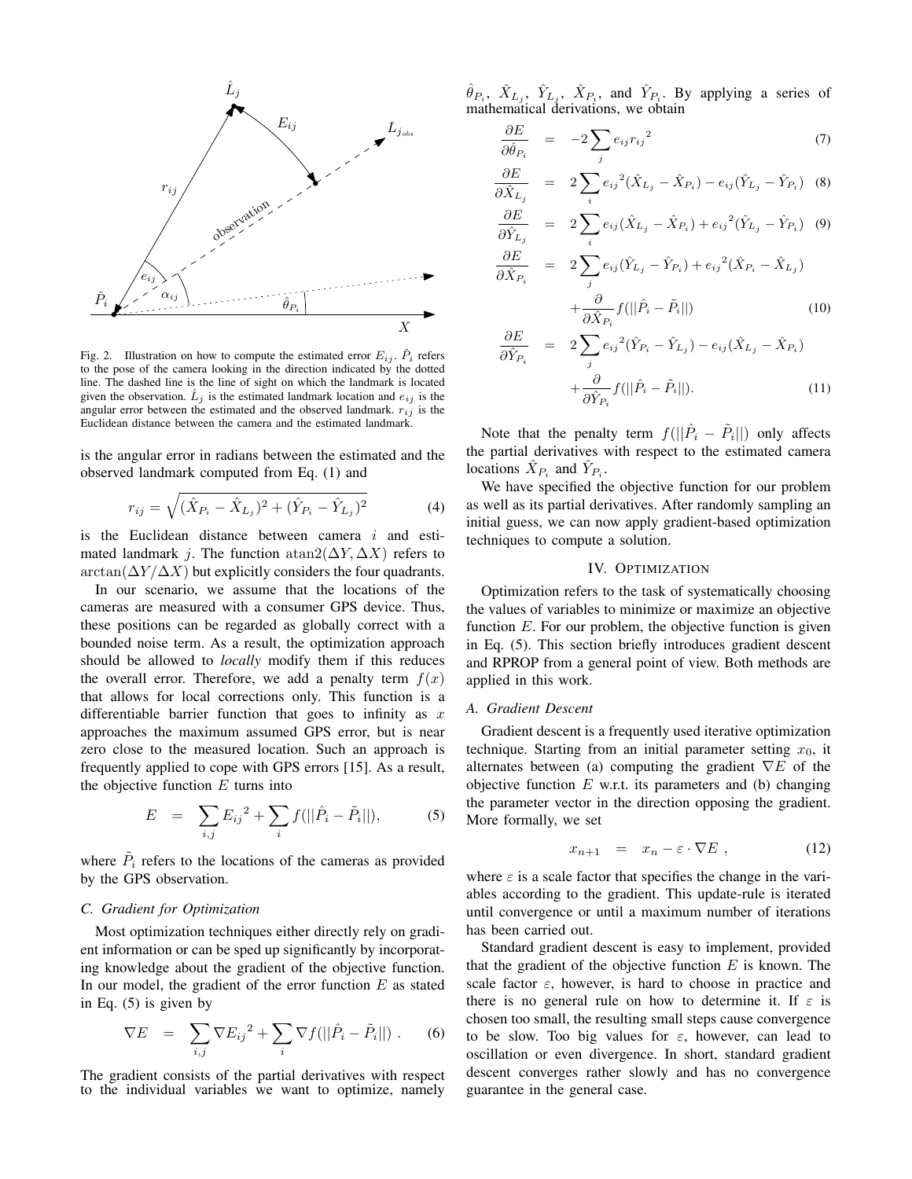Fig. 2. Illustration on how to compute the estimated error $E_{ij}$. $\hat{P}_i$ refers to the pose of the camera looking in the direction indicated by the dotted line. The dashed line is the line of sight on which the landmark is located given the observation. $\hat{L}_j$ is the estimated landmark location and $e_{ij}$ is the angular error between the estimated and the observed landmark. $r_{ij}$ is the Euclidean distance between the camera and the estimated landmark.

is the angular error in radians between the estimated and the observed landmark computed from Eq. (1) and

$$r_{ij} = \sqrt{(\hat{X}_{P_i} - \hat{X}_{L_j})^2 + (\hat{Y}_{P_i} - \hat{Y}_{L_j})^2} \tag{4}$$

is the Euclidean distance between camera $i$ and estimated landmark $j$. The function $\text{atan2}(\Delta Y, \Delta X)$ refers to $\arctan(\Delta Y / \Delta X)$ but explicitly considers the four quadrants.

In our scenario, we assume that the locations of the cameras are measured with a consumer GPS device. Thus, these positions can be regarded as globally correct with a bounded noise term. As a result, the optimization approach should be allowed to *locally* modify them if this reduces the overall error. Therefore, we add a penalty term $f(x)$ that allows for local corrections only. This function is a differentiable barrier function that goes to infinity as $x$ approaches the maximum assumed GPS error, but is near zero close to the measured location. Such an approach is frequently applied to cope with GPS errors [15]. As a result, the objective function $E$ turns into

$$E = \sum_{i,j} {E_{ij}}^2 + \sum_i f(||\hat{P}_i - \tilde{P}_i||), \tag{5}$$

where $\tilde{P}_i$ refers to the locations of the cameras as provided by the GPS observation.

### C. Gradient for Optimization

Most optimization techniques either directly rely on gradient information or can be sped up significantly by incorporating knowledge about the gradient of the objective function. In our model, the gradient of the error function $E$ as stated in Eq. (5) is given by

$$\nabla E = \sum_{i,j} \nabla {E_{ij}}^2 + \sum_i \nabla f(||\hat{P}_i - \tilde{P}_i||) . \tag{6}$$

The gradient consists of the partial derivatives with respect to the individual variables we want to optimize, namely $\hat{\theta}_{P_i}$, $\hat{X}_{L_j}$, $\hat{Y}_{L_j}$, $\hat{X}_{P_i}$, and $\hat{Y}_{P_i}$. By applying a series of mathematical derivations, we obtain

$$\frac{\partial E}{\partial \hat{\theta}_{P_i}} = -2 \sum_j e_{ij} {r_{ij}}^2 \tag{7}$$

$$\frac{\partial E}{\partial \hat{X}_{L_j}} = 2 \sum_i {e_{ij}}^2 (\hat{X}_{L_j} - \hat{X}_{P_i}) - e_{ij}(\hat{Y}_{L_j} - \hat{Y}_{P_i}) \tag{8}$$

$$\frac{\partial E}{\partial \hat{Y}_{L_j}} = 2 \sum_i e_{ij} (\hat{X}_{L_j} - \hat{X}_{P_i}) + {e_{ij}}^2(\hat{Y}_{L_j} - \hat{Y}_{P_i}) \tag{9}$$

$$\frac{\partial E}{\partial \hat{X}_{P_i}} = 2 \sum_j e_{ij} (\hat{Y}_{L_j} - \hat{Y}_{P_i}) + {e_{ij}}^2(\hat{X}_{P_i} - \hat{X}_{L_j}) + \frac{\partial}{\partial \hat{X}_{P_i}} f(||\hat{P}_i - \tilde{P}_i||) \tag{10}$$

$$\frac{\partial E}{\partial \hat{Y}_{P_i}} = 2 \sum_j {e_{ij}}^2 (\hat{Y}_{P_i} - \hat{Y}_{L_j}) - e_{ij}(\hat{X}_{L_j} - \hat{X}_{P_i}) + \frac{\partial}{\partial \hat{Y}_{P_i}} f(||\hat{P}_i - \tilde{P}_i||). \tag{11}$$

Note that the penalty term $f(||\hat{P}_i - \tilde{P}_i||)$ only affects the partial derivatives with respect to the estimated camera locations $\hat{X}_{P_i}$ and $\hat{Y}_{P_i}$.

We have specified the objective function for our problem as well as its partial derivatives. After randomly sampling an initial guess, we can now apply gradient-based optimization techniques to compute a solution.

## IV. Optimization

Optimization refers to the task of systematically choosing the values of variables to minimize or maximize an objective function $E$. For our problem, the objective function is given in Eq. (5). This section briefly introduces gradient descent and RPROP from a general point of view. Both methods are applied in this work.

### A. Gradient Descent

Gradient descent is a frequently used iterative optimization technique. Starting from an initial parameter setting $x_0$, it alternates between (a) computing the gradient $\nabla E$ of the objective function $E$ w.r.t. its parameters and (b) changing the parameter vector in the direction opposing the gradient. More formally, we set

$$x_{n+1} = x_n - \varepsilon \cdot \nabla E , \tag{12}$$

where $\varepsilon$ is a scale factor that specifies the change in the variables according to the gradient. This update-rule is iterated until convergence or until a maximum number of iterations has been carried out.

Standard gradient descent is easy to implement, provided that the gradient of the objective function $E$ is known. The scale factor $\varepsilon$, however, is hard to choose in practice and there is no general rule on how to determine it. If $\varepsilon$ is chosen too small, the resulting small steps cause convergence to be slow. Too big values for $\varepsilon$, however, can lead to oscillation or even divergence. In short, standard gradient descent converges rather slowly and has no convergence guarantee in the general case.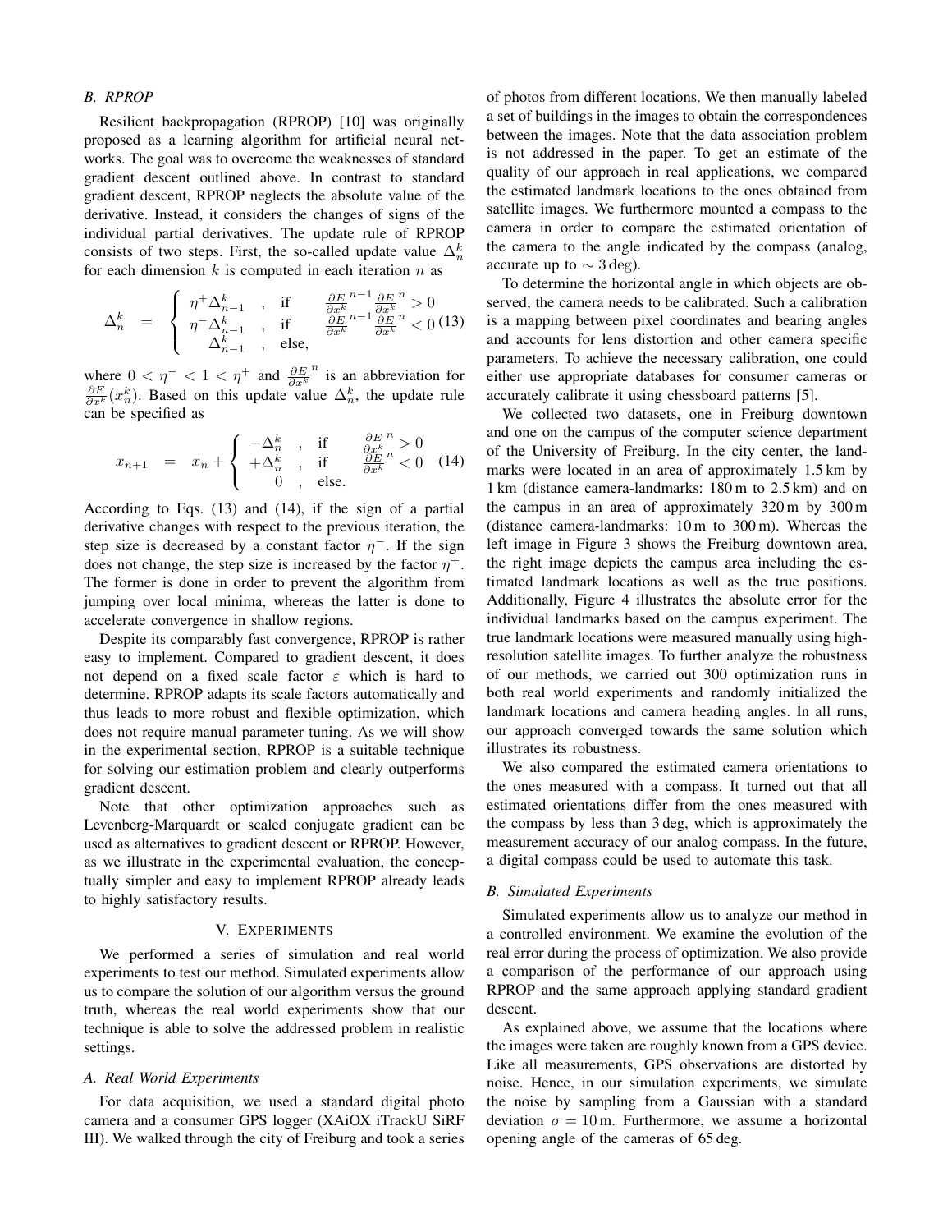### B. RPROP

Resilient backpropagation (RPROP) [10] was originally proposed as a learning algorithm for artificial neural networks. The goal was to overcome the weaknesses of standard gradient descent outlined above. In contrast to standard gradient descent, RPROP neglects the absolute value of the derivative. Instead, it considers the changes of signs of the individual partial derivatives. The update rule of RPROP consists of two steps. First, the so-called update value $\Delta_n^k$ for each dimension $k$ is computed in each iteration $n$ as

$$\Delta_n^k = \begin{cases} \eta^+ \Delta_{n-1}^k & , \text{ if } \quad \frac{\partial E}{\partial x^k}^{n-1} \frac{\partial E}{\partial x^k}^{n} > 0 \\ \eta^- \Delta_{n-1}^k & , \text{ if } \quad \frac{\partial E}{\partial x^k}^{n-1} \frac{\partial E}{\partial x^k}^{n} < 0 \\ \Delta_{n-1}^k & , \text{ else,} \end{cases} \tag{13}$$

where $0 < \eta^- < 1 < \eta^+$ and $\frac{\partial E}{\partial x^k}^n$ is an abbreviation for $\frac{\partial E}{\partial x^k}(x_n^k)$. Based on this update value $\Delta_n^k$, the update rule can be specified as

$$x_{n+1} = x_n + \begin{cases} -\Delta_n^k & , \text{ if } \quad \frac{\partial E}{\partial x^k}^{n} > 0 \\ +\Delta_n^k & , \text{ if } \quad \frac{\partial E}{\partial x^k}^{n} < 0 \\ 0 & , \text{ else.} \end{cases} \tag{14}$$

According to Eqs. (13) and (14), if the sign of a partial derivative changes with respect to the previous iteration, the step size is decreased by a constant factor $\eta^-$. If the sign does not change, the step size is increased by the factor $\eta^+$. The former is done in order to prevent the algorithm from jumping over local minima, whereas the latter is done to accelerate convergence in shallow regions.

Despite its comparably fast convergence, RPROP is rather easy to implement. Compared to gradient descent, it does not depend on a fixed scale factor $\varepsilon$ which is hard to determine. RPROP adapts its scale factors automatically and thus leads to more robust and flexible optimization, which does not require manual parameter tuning. As we will show in the experimental section, RPROP is a suitable technique for solving our estimation problem and clearly outperforms gradient descent.

Note that other optimization approaches such as Levenberg-Marquardt or scaled conjugate gradient can be used as alternatives to gradient descent or RPROP. However, as we illustrate in the experimental evaluation, the conceptually simpler and easy to implement RPROP already leads to highly satisfactory results.

## V. EXPERIMENTS

We performed a series of simulation and real world experiments to test our method. Simulated experiments allow us to compare the solution of our algorithm versus the ground truth, whereas the real world experiments show that our technique is able to solve the addressed problem in realistic settings.

### A. Real World Experiments

For data acquisition, we used a standard digital photo camera and a consumer GPS logger (XAiOX iTrackU SiRF III). We walked through the city of Freiburg and took a series of photos from different locations. We then manually labeled a set of buildings in the images to obtain the correspondences between the images. Note that the data association problem is not addressed in the paper. To get an estimate of the quality of our approach in real applications, we compared the estimated landmark locations to the ones obtained from satellite images. We furthermore mounted a compass to the camera in order to compare the estimated orientation of the camera to the angle indicated by the compass (analog, accurate up to $\sim 3\,\text{deg}$).

To determine the horizontal angle in which objects are observed, the camera needs to be calibrated. Such a calibration is a mapping between pixel coordinates and bearing angles and accounts for lens distortion and other camera specific parameters. To achieve the necessary calibration, one could either use appropriate databases for consumer cameras or accurately calibrate it using chessboard patterns [5].

We collected two datasets, one in Freiburg downtown and one on the campus of the computer science department of the University of Freiburg. In the city center, the landmarks were located in an area of approximately 1.5 km by 1 km (distance camera-landmarks: 180 m to 2.5 km) and on the campus in an area of approximately 320 m by 300 m (distance camera-landmarks: 10 m to 300 m). Whereas the left image in Figure 3 shows the Freiburg downtown area, the right image depicts the campus area including the estimated landmark locations as well as the true positions. Additionally, Figure 4 illustrates the absolute error for the individual landmarks based on the campus experiment. The true landmark locations were measured manually using high-resolution satellite images. To further analyze the robustness of our methods, we carried out 300 optimization runs in both real world experiments and randomly initialized the landmark locations and camera heading angles. In all runs, our approach converged towards the same solution which illustrates its robustness.

We also compared the estimated camera orientations to the ones measured with a compass. It turned out that all estimated orientations differ from the ones measured with the compass by less than 3 deg, which is approximately the measurement accuracy of our analog compass. In the future, a digital compass could be used to automate this task.

### B. Simulated Experiments

Simulated experiments allow us to analyze our method in a controlled environment. We examine the evolution of the real error during the process of optimization. We also provide a comparison of the performance of our approach using RPROP and the same approach applying standard gradient descent.

As explained above, we assume that the locations where the images were taken are roughly known from a GPS device. Like all measurements, GPS observations are distorted by noise. Hence, in our simulation experiments, we simulate the noise by sampling from a Gaussian with a standard deviation $\sigma = 10\,\text{m}$. Furthermore, we assume a horizontal opening angle of the cameras of 65 deg.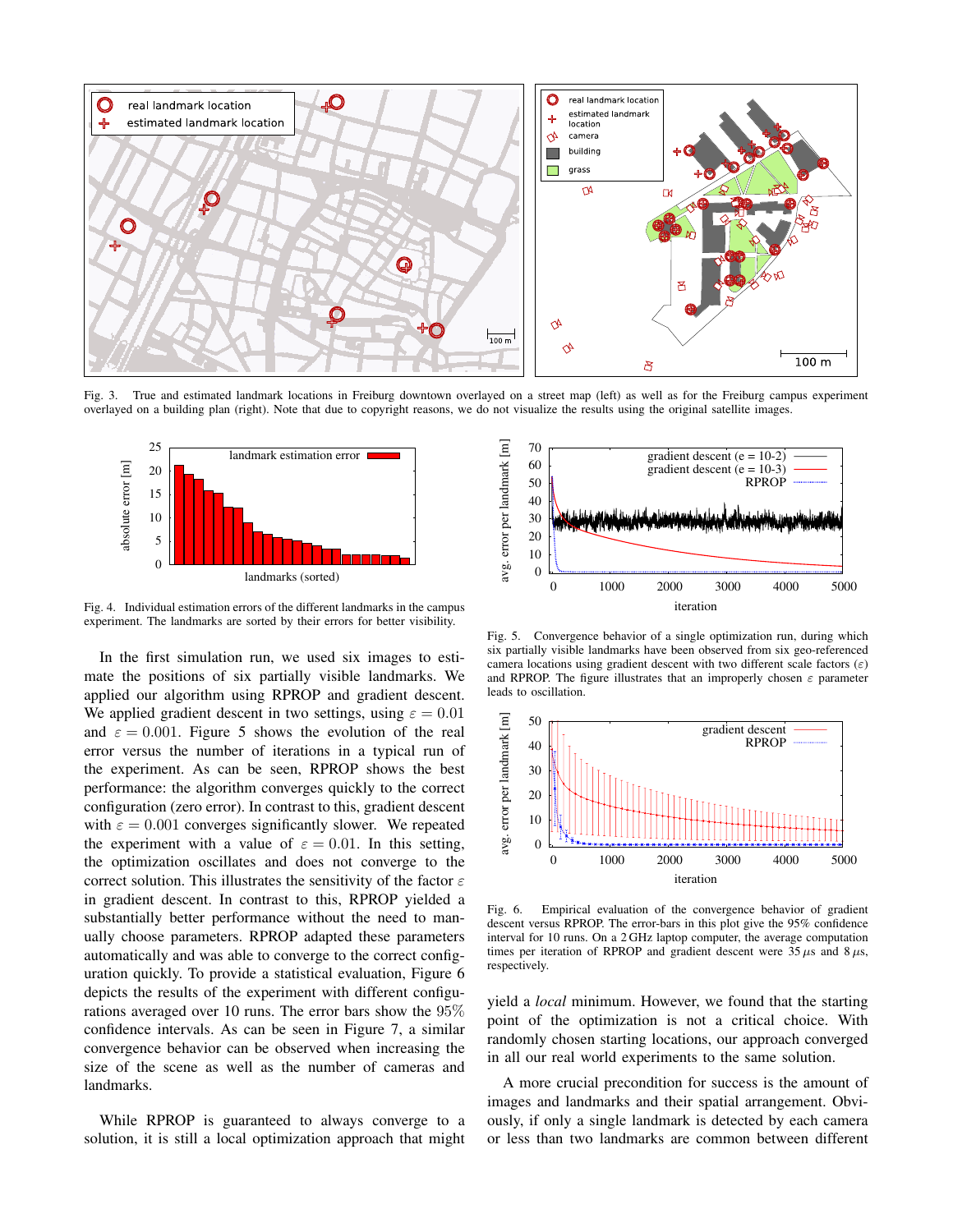real landmark location
estimated landmark location
100 m

real landmark location
estimated landmark location
camera
building
grass
100 m

Fig. 3. True and estimated landmark locations in Freiburg downtown overlayed on a street map (left) as well as for the Freiburg campus experiment overlayed on a building plan (right). Note that due to copyright reasons, we do not visualize the results using the original satellite images.

absolute error [m]
landmark estimation error
25
20
15
10
5
0
landmarks (sorted)

Fig. 4. Individual estimation errors of the different landmarks in the campus experiment. The landmarks are sorted by their errors for better visibility.

In the first simulation run, we used six images to estimate the positions of six partially visible landmarks. We applied our algorithm using RPROP and gradient descent. We applied gradient descent in two settings, using $\varepsilon = 0.01$ and $\varepsilon = 0.001$. Figure 5 shows the evolution of the real error versus the number of iterations in a typical run of the experiment. As can be seen, RPROP shows the best performance: the algorithm converges quickly to the correct configuration (zero error). In contrast to this, gradient descent with $\varepsilon = 0.001$ converges significantly slower. We repeated the experiment with a value of $\varepsilon = 0.01$. In this setting, the optimization oscillates and does not converge to the correct solution. This illustrates the sensitivity of the factor $\varepsilon$ in gradient descent. In contrast to this, RPROP yielded a substantially better performance without the need to manually choose parameters. RPROP adapted these parameters automatically and was able to converge to the correct configuration quickly. To provide a statistical evaluation, Figure 6 depicts the results of the experiment with different configurations averaged over 10 runs. The error bars show the 95% confidence intervals. As can be seen in Figure 7, a similar convergence behavior can be observed when increasing the size of the scene as well as the number of cameras and landmarks.

While RPROP is guaranteed to always converge to a solution, it is still a local optimization approach that might yield a *local* minimum. However, we found that the starting point of the optimization is not a critical choice. With randomly chosen starting locations, our approach converged in all our real world experiments to the same solution.

A more crucial precondition for success is the amount of images and landmarks and their spatial arrangement. Obviously, if only a single landmark is detected by each camera or less than two landmarks are common between different

avg. error per landmark [m]
gradient descent (e = 10-2)
gradient descent (e = 10-3)
RPROP
70
60
50
40
30
20
10
0
0 1000 2000 3000 4000 5000
iteration

Fig. 5. Convergence behavior of a single optimization run, during which six partially visible landmarks have been observed from six geo-referenced camera locations using gradient descent with two different scale factors ($\varepsilon$) and RPROP. The figure illustrates that an improperly chosen $\varepsilon$ parameter leads to oscillation.

avg. error per landmark [m]
gradient descent
RPROP
50
40
30
20
10
0
0 1000 2000 3000 4000 5000
iteration

Fig. 6. Empirical evaluation of the convergence behavior of gradient descent versus RPROP. The error-bars in this plot give the 95% confidence interval for 10 runs. On a 2 GHz laptop computer, the average computation times per iteration of RPROP and gradient descent were 35 $\mu$s and 8 $\mu$s, respectively.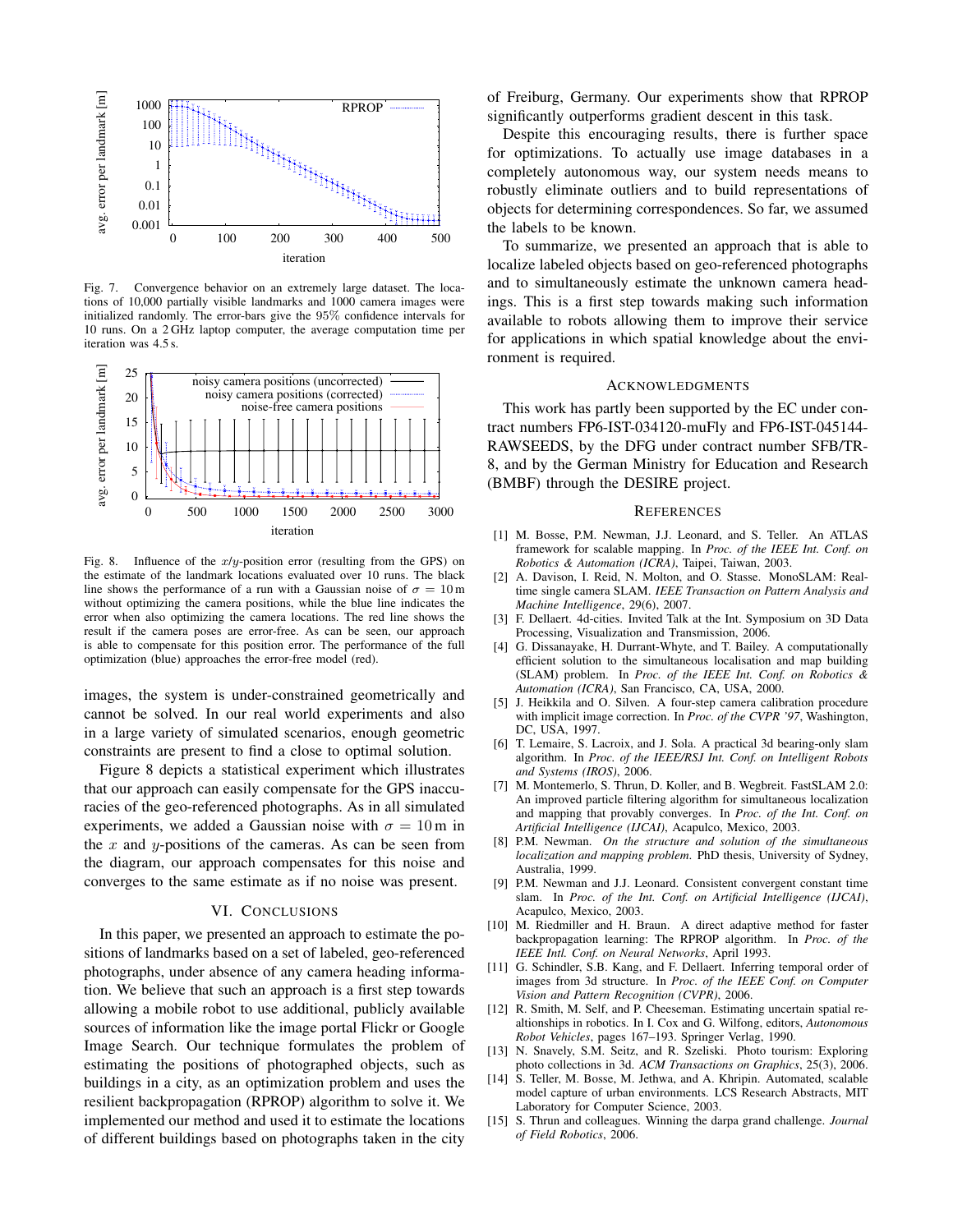1000
100
10
1
0.1
0.01
0.001
avg. error per landmark [m]
0 100 200 300 400 500
iteration
RPROP

Fig. 7. Convergence behavior on an extremely large dataset. The locations of 10,000 partially visible landmarks and 1000 camera images were initialized randomly. The error-bars give the 95% confidence intervals for 10 runs. On a 2 GHz laptop computer, the average computation time per iteration was 4.5 s.

25
20
15
10
5
0
avg. error per landmark [m]
0 500 1000 1500 2000 2500 3000
iteration
noisy camera positions (uncorrected)
noisy camera positions (corrected)
noise-free camera positions

Fig. 8. Influence of the $x$/$y$-position error (resulting from the GPS) on the estimate of the landmark locations evaluated over 10 runs. The black line shows the performance of a run with a Gaussian noise of $\sigma = 10\,\text{m}$ without optimizing the camera positions, while the blue line indicates the error when also optimizing the camera locations. The red line shows the result if the camera poses are error-free. As can be seen, our approach is able to compensate for this position error. The performance of the full optimization (blue) approaches the error-free model (red).

images, the system is under-constrained geometrically and cannot be solved. In our real world experiments and also in a large variety of simulated scenarios, enough geometric constraints are present to find a close to optimal solution.

Figure 8 depicts a statistical experiment which illustrates that our approach can easily compensate for the GPS inaccuracies of the geo-referenced photographs. As in all simulated experiments, we added a Gaussian noise with $\sigma = 10\,\text{m}$ in the $x$ and $y$-positions of the cameras. As can be seen from the diagram, our approach compensates for this noise and converges to the same estimate as if no noise was present.

## VI. Conclusions

In this paper, we presented an approach to estimate the positions of landmarks based on a set of labeled, geo-referenced photographs, under absence of any camera heading information. We believe that such an approach is a first step towards allowing a mobile robot to use additional, publicly available sources of information like the image portal Flickr or Google Image Search. Our technique formulates the problem of estimating the positions of photographed objects, such as buildings in a city, as an optimization problem and uses the resilient backpropagation (RPROP) algorithm to solve it. We implemented our method and used it to estimate the locations of different buildings based on photographs taken in the city of Freiburg, Germany. Our experiments show that RPROP significantly outperforms gradient descent in this task.

Despite this encouraging results, there is further space for optimizations. To actually use image databases in a completely autonomous way, our system needs means to robustly eliminate outliers and to build representations of objects for determining correspondences. So far, we assumed the labels to be known.

To summarize, we presented an approach that is able to localize labeled objects based on geo-referenced photographs and to simultaneously estimate the unknown camera headings. This is a first step towards making such information available to robots allowing them to improve their service for applications in which spatial knowledge about the environment is required.

## Acknowledgments

This work has partly been supported by the EC under contract numbers FP6-IST-034120-muFly and FP6-IST-045144-RAWSEEDS, by the DFG under contract number SFB/TR-8, and by the German Ministry for Education and Research (BMBF) through the DESIRE project.

## References

[1] M. Bosse, P.M. Newman, J.J. Leonard, and S. Teller. An ATLAS framework for scalable mapping. In *Proc. of the IEEE Int. Conf. on Robotics & Automation (ICRA)*, Taipei, Taiwan, 2003.

[2] A. Davison, I. Reid, N. Molton, and O. Stasse. MonoSLAM: Real-time single camera SLAM. *IEEE Transaction on Pattern Analysis and Machine Intelligence*, 29(6), 2007.

[3] F. Dellaert. 4d-cities. Invited Talk at the Int. Symposium on 3D Data Processing, Visualization and Transmission, 2006.

[4] G. Dissanayake, H. Durrant-Whyte, and T. Bailey. A computationally efficient solution to the simultaneous localisation and map building (SLAM) problem. In *Proc. of the IEEE Int. Conf. on Robotics & Automation (ICRA)*, San Francisco, CA, USA, 2000.

[5] J. Heikkila and O. Silven. A four-step camera calibration procedure with implicit image correction. In *Proc. of the CVPR '97*, Washington, DC, USA, 1997.

[6] T. Lemaire, S. Lacroix, and J. Sola. A practical 3d bearing-only slam algorithm. In *Proc. of the IEEE/RSJ Int. Conf. on Intelligent Robots and Systems (IROS)*, 2006.

[7] M. Montemerlo, S. Thrun, D. Koller, and B. Wegbreit. FastSLAM 2.0: An improved particle filtering algorithm for simultaneous localization and mapping that provably converges. In *Proc. of the Int. Conf. on Artificial Intelligence (IJCAI)*, Acapulco, Mexico, 2003.

[8] P.M. Newman. *On the structure and solution of the simultaneous localization and mapping problem*. PhD thesis, University of Sydney, Australia, 1999.

[9] P.M. Newman and J.J. Leonard. Consistent convergent constant time slam. In *Proc. of the Int. Conf. on Artificial Intelligence (IJCAI)*, Acapulco, Mexico, 2003.

[10] M. Riedmiller and H. Braun. A direct adaptive method for faster backpropagation learning: The RPROP algorithm. In *Proc. of the IEEE Intl. Conf. on Neural Networks*, April 1993.

[11] G. Schindler, S.B. Kang, and F. Dellaert. Inferring temporal order of images from 3d structure. In *Proc. of the IEEE Conf. on Computer Vision and Pattern Recognition (CVPR)*, 2006.

[12] R. Smith, M. Self, and P. Cheeseman. Estimating uncertain spatial realtionships in robotics. In I. Cox and G. Wilfong, editors, *Autonomous Robot Vehicles*, pages 167–193. Springer Verlag, 1990.

[13] N. Snavely, S.M. Seitz, and R. Szeliski. Photo tourism: Exploring photo collections in 3d. *ACM Transactions on Graphics*, 25(3), 2006.

[14] S. Teller, M. Bosse, M. Jethwa, and A. Khripin. Automated, scalable model capture of urban environments. LCS Research Abstracts, MIT Laboratory for Computer Science, 2003.

[15] S. Thrun and colleagues. Winning the darpa grand challenge. *Journal of Field Robotics*, 2006.